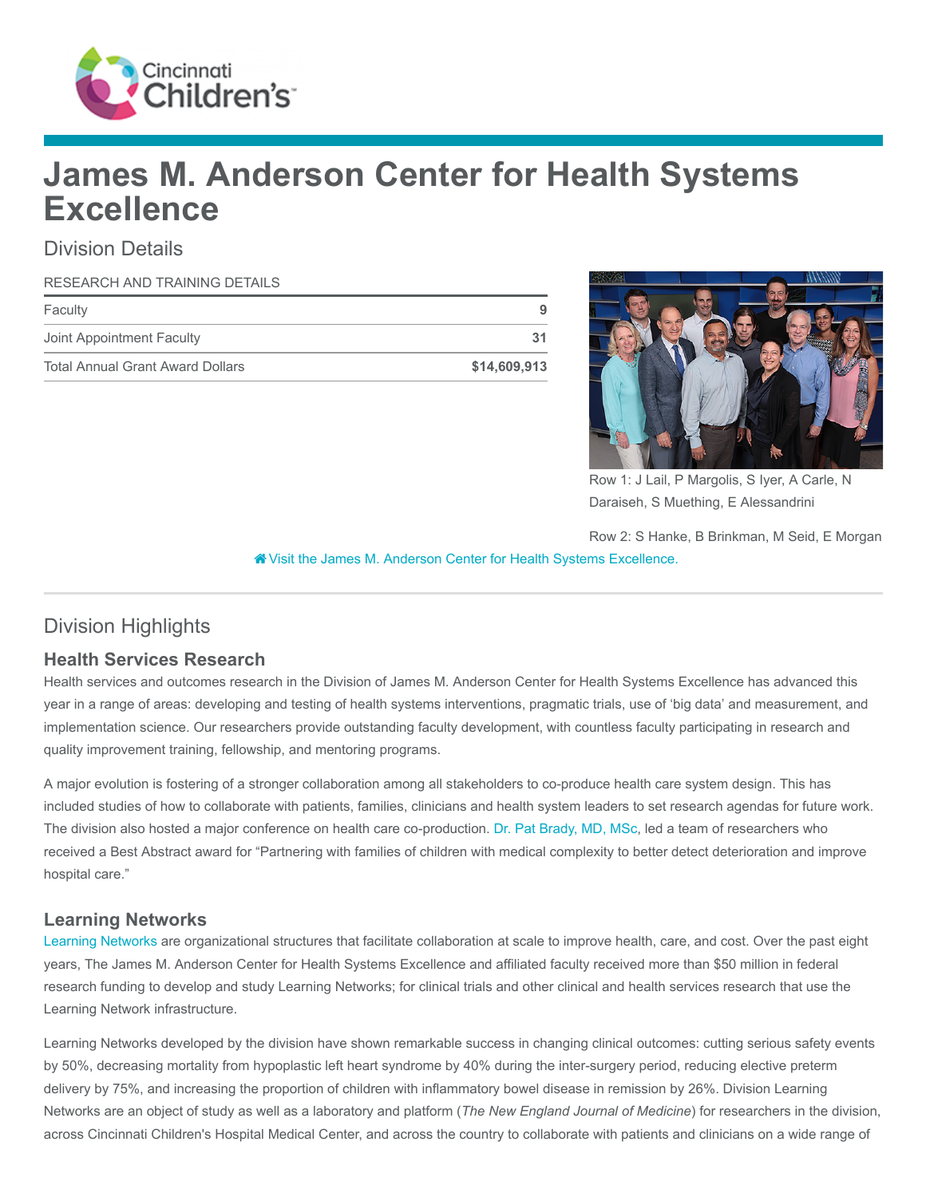# James M. Anderson Center for Health Systems Excellence

## Division Details

| RESEARCH AND TRAINING DETAILS | |
|---|---|
| Faculty | 9 |
| Joint Appointment Faculty | 31 |
| Total Annual Grant Award Dollars | $14,609,913 |

Row 1: J Lail, P Margolis, S Iyer, A Carle, N Daraiseh, S Muething, E Alessandrini

Row 2: S Hanke, B Brinkman, M Seid, E Morgan

Visit the James M. Anderson Center for Health Systems Excellence.

## Division Highlights

### Health Services Research

Health services and outcomes research in the Division of James M. Anderson Center for Health Systems Excellence has advanced this year in a range of areas: developing and testing of health systems interventions, pragmatic trials, use of 'big data' and measurement, and implementation science. Our researchers provide outstanding faculty development, with countless faculty participating in research and quality improvement training, fellowship, and mentoring programs.

A major evolution is fostering of a stronger collaboration among all stakeholders to co-produce health care system design. This has included studies of how to collaborate with patients, families, clinicians and health system leaders to set research agendas for future work. The division also hosted a major conference on health care co-production. Dr. Pat Brady, MD, MSc, led a team of researchers who received a Best Abstract award for "Partnering with families of children with medical complexity to better detect deterioration and improve hospital care."

### Learning Networks

Learning Networks are organizational structures that facilitate collaboration at scale to improve health, care, and cost. Over the past eight years, The James M. Anderson Center for Health Systems Excellence and affiliated faculty received more than $50 million in federal research funding to develop and study Learning Networks; for clinical trials and other clinical and health services research that use the Learning Network infrastructure.

Learning Networks developed by the division have shown remarkable success in changing clinical outcomes: cutting serious safety events by 50%, decreasing mortality from hypoplastic left heart syndrome by 40% during the inter-surgery period, reducing elective preterm delivery by 75%, and increasing the proportion of children with inflammatory bowel disease in remission by 26%. Division Learning Networks are an object of study as well as a laboratory and platform (*The New England Journal of Medicine*) for researchers in the division, across Cincinnati Children's Hospital Medical Center, and across the country to collaborate with patients and clinicians on a wide range of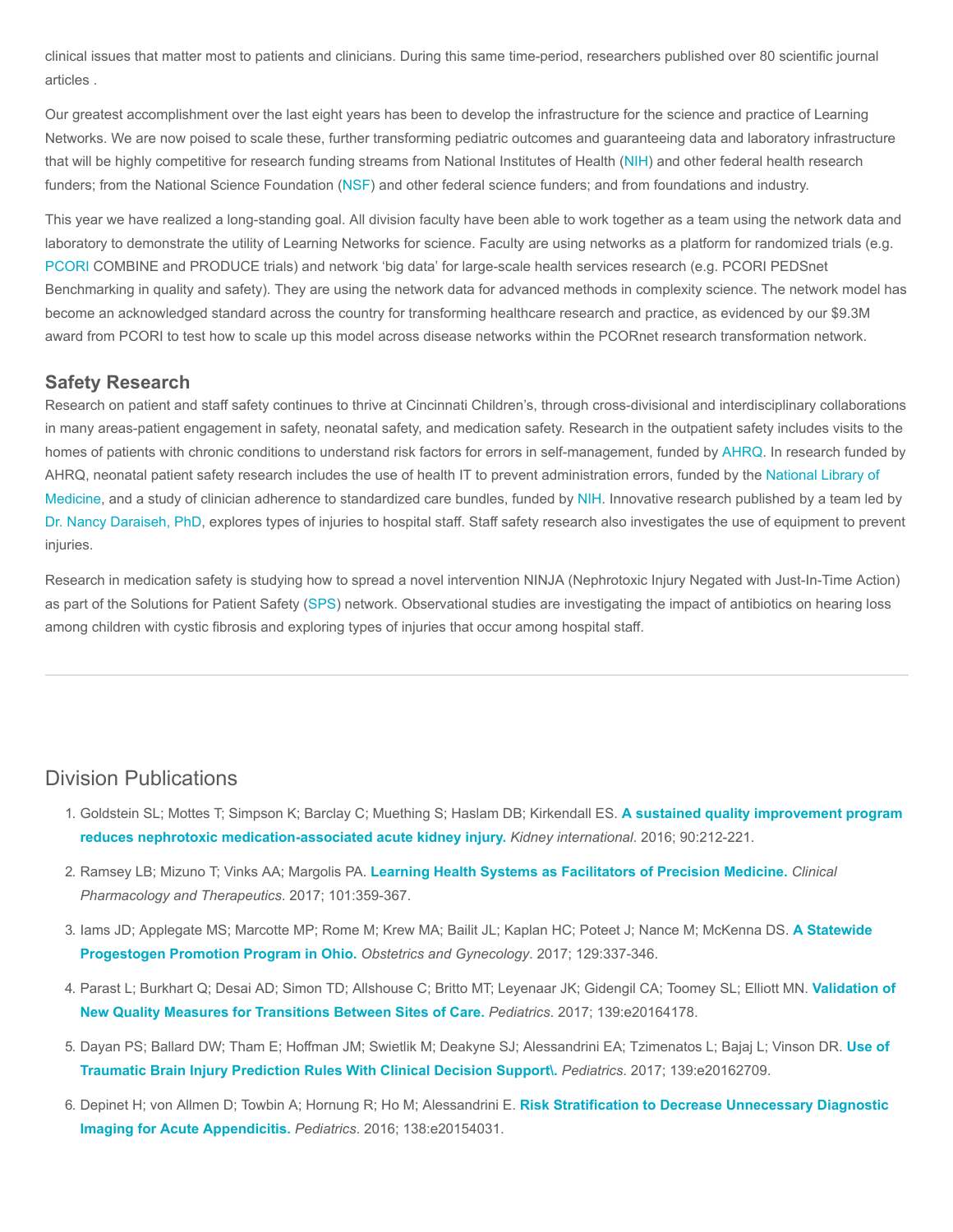clinical issues that matter most to patients and clinicians. During this same time-period, researchers published over 80 scientific journal articles .

Our greatest accomplishment over the last eight years has been to develop the infrastructure for the science and practice of Learning Networks. We are now poised to scale these, further transforming pediatric outcomes and guaranteeing data and laboratory infrastructure that will be highly competitive for research funding streams from National Institutes of Health (NIH) and other federal health research funders; from the National Science Foundation (NSF) and other federal science funders; and from foundations and industry.

This year we have realized a long-standing goal. All division faculty have been able to work together as a team using the network data and laboratory to demonstrate the utility of Learning Networks for science. Faculty are using networks as a platform for randomized trials (e.g. PCORI COMBINE and PRODUCE trials) and network 'big data' for large-scale health services research (e.g. PCORI PEDSnet Benchmarking in quality and safety). They are using the network data for advanced methods in complexity science. The network model has become an acknowledged standard across the country for transforming healthcare research and practice, as evidenced by our $9.3M award from PCORI to test how to scale up this model across disease networks within the PCORnet research transformation network.

## Safety Research

Research on patient and staff safety continues to thrive at Cincinnati Children's, through cross-divisional and interdisciplinary collaborations in many areas-patient engagement in safety, neonatal safety, and medication safety. Research in the outpatient safety includes visits to the homes of patients with chronic conditions to understand risk factors for errors in self-management, funded by AHRQ. In research funded by AHRQ, neonatal patient safety research includes the use of health IT to prevent administration errors, funded by the National Library of Medicine, and a study of clinician adherence to standardized care bundles, funded by NIH. Innovative research published by a team led by Dr. Nancy Daraiseh, PhD, explores types of injuries to hospital staff. Staff safety research also investigates the use of equipment to prevent injuries.

Research in medication safety is studying how to spread a novel intervention NINJA (Nephrotoxic Injury Negated with Just-In-Time Action) as part of the Solutions for Patient Safety (SPS) network. Observational studies are investigating the impact of antibiotics on hearing loss among children with cystic fibrosis and exploring types of injuries that occur among hospital staff.

---

## Division Publications

1. Goldstein SL; Mottes T; Simpson K; Barclay C; Muething S; Haslam DB; Kirkendall ES. **A sustained quality improvement program reduces nephrotoxic medication-associated acute kidney injury.** *Kidney international*. 2016; 90:212-221.
2. Ramsey LB; Mizuno T; Vinks AA; Margolis PA. **Learning Health Systems as Facilitators of Precision Medicine.** *Clinical Pharmacology and Therapeutics*. 2017; 101:359-367.
3. Iams JD; Applegate MS; Marcotte MP; Rome M; Krew MA; Bailit JL; Kaplan HC; Poteet J; Nance M; McKenna DS. **A Statewide Progestogen Promotion Program in Ohio.** *Obstetrics and Gynecology*. 2017; 129:337-346.
4. Parast L; Burkhart Q; Desai AD; Simon TD; Allshouse C; Britto MT; Leyenaar JK; Gidengil CA; Toomey SL; Elliott MN. **Validation of New Quality Measures for Transitions Between Sites of Care.** *Pediatrics*. 2017; 139:e20164178.
5. Dayan PS; Ballard DW; Tham E; Hoffman JM; Swietlik M; Deakyne SJ; Alessandrini EA; Tzimenatos L; Bajaj L; Vinson DR. **Use of Traumatic Brain Injury Prediction Rules With Clinical Decision Support\.** *Pediatrics*. 2017; 139:e20162709.
6. Depinet H; von Allmen D; Towbin A; Hornung R; Ho M; Alessandrini E. **Risk Stratification to Decrease Unnecessary Diagnostic Imaging for Acute Appendicitis.** *Pediatrics*. 2016; 138:e20154031.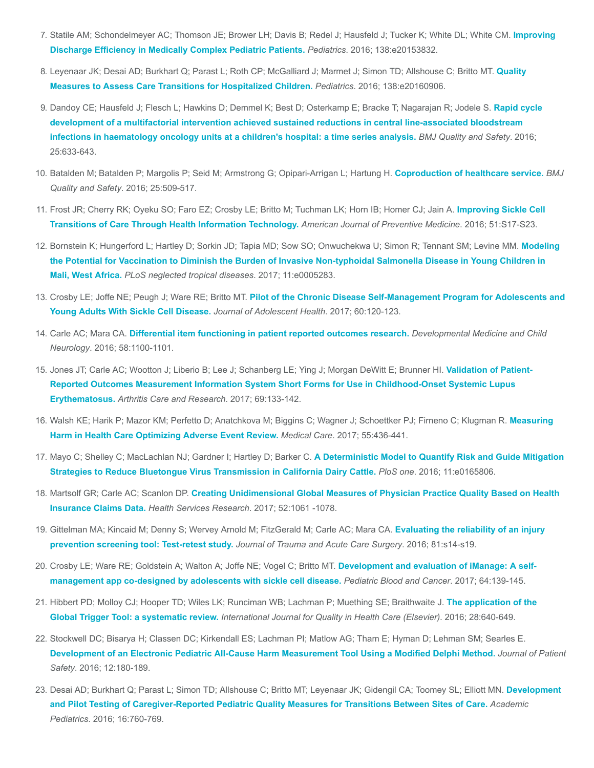7. Statile AM; Schondelmeyer AC; Thomson JE; Brower LH; Davis B; Redel J; Hausfeld J; Tucker K; White DL; White CM. **Improving Discharge Efficiency in Medically Complex Pediatric Patients.** *Pediatrics*. 2016; 138:e20153832.

8. Leyenaar JK; Desai AD; Burkhart Q; Parast L; Roth CP; McGalliard J; Marmet J; Simon TD; Allshouse C; Britto MT. **Quality Measures to Assess Care Transitions for Hospitalized Children.** *Pediatrics*. 2016; 138:e20160906.

9. Dandoy CE; Hausfeld J; Flesch L; Hawkins D; Demmel K; Best D; Osterkamp E; Bracke T; Nagarajan R; Jodele S. **Rapid cycle development of a multifactorial intervention achieved sustained reductions in central line-associated bloodstream infections in haematology oncology units at a children's hospital: a time series analysis.** *BMJ Quality and Safety*. 2016; 25:633-643.

10. Batalden M; Batalden P; Margolis P; Seid M; Armstrong G; Opipari-Arrigan L; Hartung H. **Coproduction of healthcare service.** *BMJ Quality and Safety*. 2016; 25:509-517.

11. Frost JR; Cherry RK; Oyeku SO; Faro EZ; Crosby LE; Britto M; Tuchman LK; Horn IB; Homer CJ; Jain A. **Improving Sickle Cell Transitions of Care Through Health Information Technology.** *American Journal of Preventive Medicine*. 2016; 51:S17-S23.

12. Bornstein K; Hungerford L; Hartley D; Sorkin JD; Tapia MD; Sow SO; Onwuchekwa U; Simon R; Tennant SM; Levine MM. **Modeling the Potential for Vaccination to Diminish the Burden of Invasive Non-typhoidal Salmonella Disease in Young Children in Mali, West Africa.** *PLoS neglected tropical diseases*. 2017; 11:e0005283.

13. Crosby LE; Joffe NE; Peugh J; Ware RE; Britto MT. **Pilot of the Chronic Disease Self-Management Program for Adolescents and Young Adults With Sickle Cell Disease.** *Journal of Adolescent Health*. 2017; 60:120-123.

14. Carle AC; Mara CA. **Differential item functioning in patient reported outcomes research.** *Developmental Medicine and Child Neurology*. 2016; 58:1100-1101.

15. Jones JT; Carle AC; Wootton J; Liberio B; Lee J; Schanberg LE; Ying J; Morgan DeWitt E; Brunner HI. **Validation of Patient-Reported Outcomes Measurement Information System Short Forms for Use in Childhood-Onset Systemic Lupus Erythematosus.** *Arthritis Care and Research*. 2017; 69:133-142.

16. Walsh KE; Harik P; Mazor KM; Perfetto D; Anatchkova M; Biggins C; Wagner J; Schoettker PJ; Firneno C; Klugman R. **Measuring Harm in Health Care Optimizing Adverse Event Review.** *Medical Care*. 2017; 55:436-441.

17. Mayo C; Shelley C; MacLachlan NJ; Gardner I; Hartley D; Barker C. **A Deterministic Model to Quantify Risk and Guide Mitigation Strategies to Reduce Bluetongue Virus Transmission in California Dairy Cattle.** *PloS one*. 2016; 11:e0165806.

18. Martsolf GR; Carle AC; Scanlon DP. **Creating Unidimensional Global Measures of Physician Practice Quality Based on Health Insurance Claims Data.** *Health Services Research*. 2017; 52:1061 -1078.

19. Gittelman MA; Kincaid M; Denny S; Wervey Arnold M; FitzGerald M; Carle AC; Mara CA. **Evaluating the reliability of an injury prevention screening tool: Test-retest study.** *Journal of Trauma and Acute Care Surgery*. 2016; 81:s14-s19.

20. Crosby LE; Ware RE; Goldstein A; Walton A; Joffe NE; Vogel C; Britto MT. **Development and evaluation of iManage: A self-management app co-designed by adolescents with sickle cell disease.** *Pediatric Blood and Cancer*. 2017; 64:139-145.

21. Hibbert PD; Molloy CJ; Hooper TD; Wiles LK; Runciman WB; Lachman P; Muething SE; Braithwaite J. **The application of the Global Trigger Tool: a systematic review.** *International Journal for Quality in Health Care (Elsevier)*. 2016; 28:640-649.

22. Stockwell DC; Bisarya H; Classen DC; Kirkendall ES; Lachman PI; Matlow AG; Tham E; Hyman D; Lehman SM; Searles E. **Development of an Electronic Pediatric All-Cause Harm Measurement Tool Using a Modified Delphi Method.** *Journal of Patient Safety*. 2016; 12:180-189.

23. Desai AD; Burkhart Q; Parast L; Simon TD; Allshouse C; Britto MT; Leyenaar JK; Gidengil CA; Toomey SL; Elliott MN. **Development and Pilot Testing of Caregiver-Reported Pediatric Quality Measures for Transitions Between Sites of Care.** *Academic Pediatrics*. 2016; 16:760-769.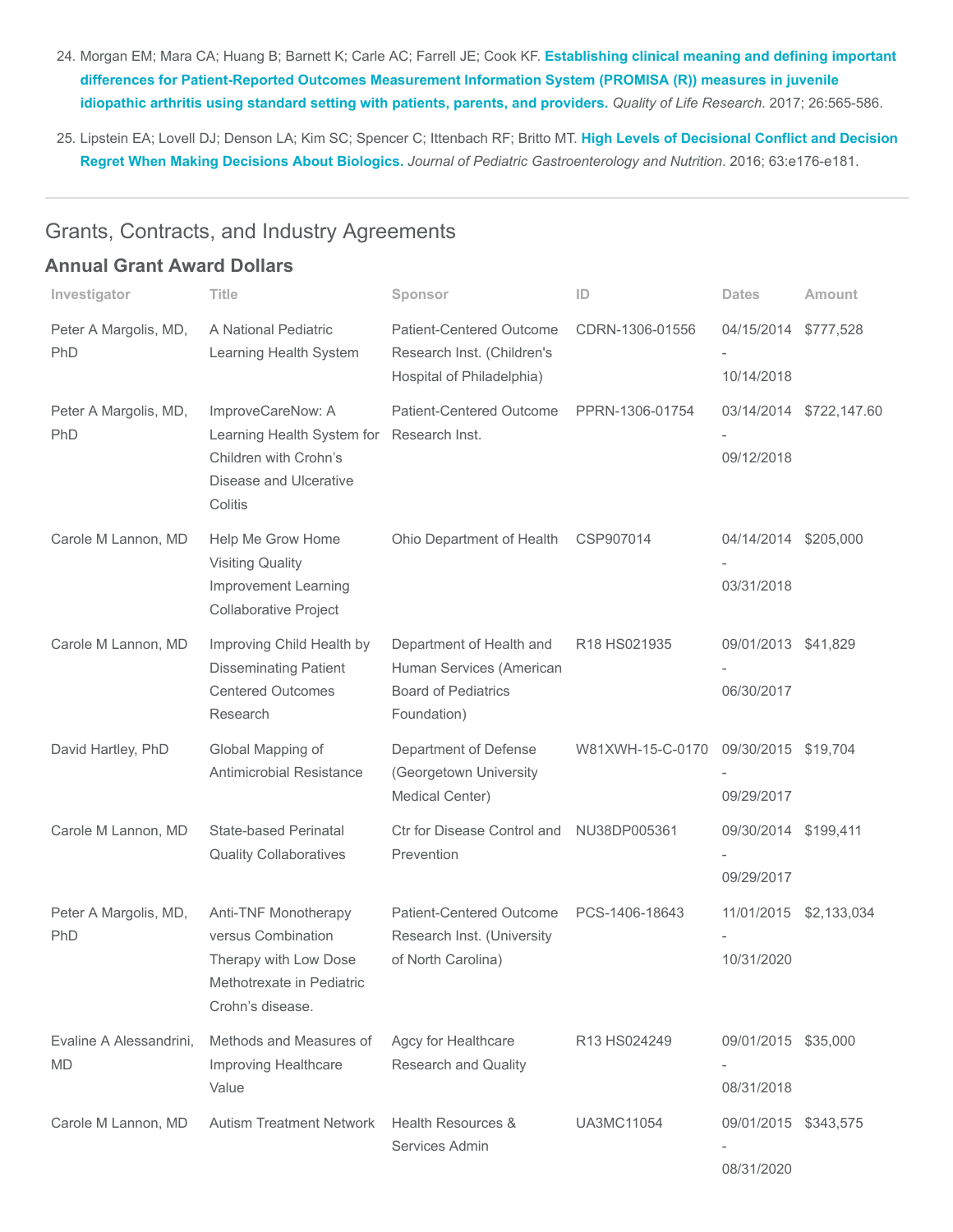24. Morgan EM; Mara CA; Huang B; Barnett K; Carle AC; Farrell JE; Cook KF. **Establishing clinical meaning and defining important differences for Patient-Reported Outcomes Measurement Information System (PROMISA (R)) measures in juvenile idiopathic arthritis using standard setting with patients, parents, and providers.** *Quality of Life Research*. 2017; 26:565-586.

25. Lipstein EA; Lovell DJ; Denson LA; Kim SC; Spencer C; Ittenbach RF; Britto MT. **High Levels of Decisional Conflict and Decision Regret When Making Decisions About Biologics.** *Journal of Pediatric Gastroenterology and Nutrition*. 2016; 63:e176-e181.

## Grants, Contracts, and Industry Agreements

### Annual Grant Award Dollars

| Investigator | Title | Sponsor | ID | Dates | Amount |
|---|---|---|---|---|---|
| Peter A Margolis, MD, PhD | A National Pediatric Learning Health System | Patient-Centered Outcome Research Inst. (Children's Hospital of Philadelphia) | CDRN-1306-01556 | 04/15/2014 - 10/14/2018 | $777,528 |
| Peter A Margolis, MD, PhD | ImproveCareNow: A Learning Health System for Children with Crohn's Disease and Ulcerative Colitis | Patient-Centered Outcome Research Inst. | PPRN-1306-01754 | 03/14/2014 - 09/12/2018 | $722,147.60 |
| Carole M Lannon, MD | Help Me Grow Home Visiting Quality Improvement Learning Collaborative Project | Ohio Department of Health | CSP907014 | 04/14/2014 - 03/31/2018 | $205,000 |
| Carole M Lannon, MD | Improving Child Health by Disseminating Patient Centered Outcomes Research | Department of Health and Human Services (American Board of Pediatrics Foundation) | R18 HS021935 | 09/01/2013 - 06/30/2017 | $41,829 |
| David Hartley, PhD | Global Mapping of Antimicrobial Resistance | Department of Defense (Georgetown University Medical Center) | W81XWH-15-C-0170 | 09/30/2015 - 09/29/2017 | $19,704 |
| Carole M Lannon, MD | State-based Perinatal Quality Collaboratives | Ctr for Disease Control and Prevention | NU38DP005361 | 09/30/2014 - 09/29/2017 | $199,411 |
| Peter A Margolis, MD, PhD | Anti-TNF Monotherapy versus Combination Therapy with Low Dose Methotrexate in Pediatric Crohn's disease. | Patient-Centered Outcome Research Inst. (University of North Carolina) | PCS-1406-18643 | 11/01/2015 - 10/31/2020 | $2,133,034 |
| Evaline A Alessandrini, MD | Methods and Measures of Improving Healthcare Value | Agcy for Healthcare Research and Quality | R13 HS024249 | 09/01/2015 - 08/31/2018 | $35,000 |
| Carole M Lannon, MD | Autism Treatment Network | Health Resources & Services Admin | UA3MC11054 | 09/01/2015 - 08/31/2020 | $343,575 |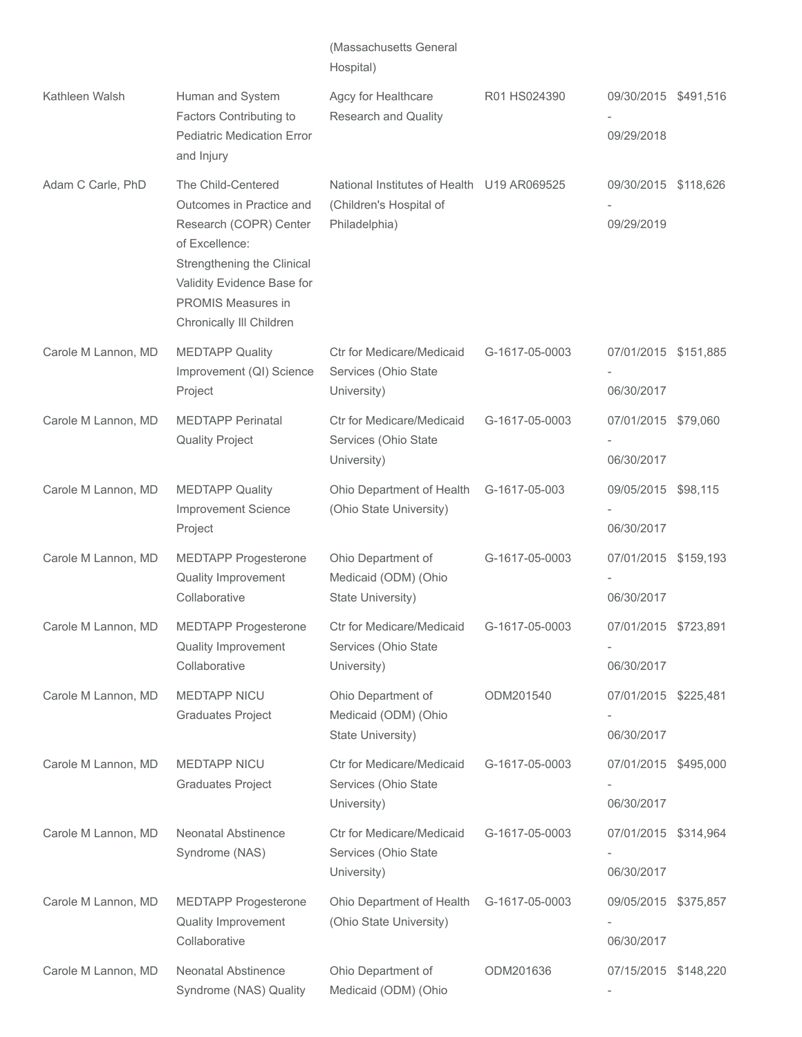| | | | | | |
|---|---|---|---|---|---|
| | | (Massachusetts General Hospital) | | | |
| Kathleen Walsh | Human and System Factors Contributing to Pediatric Medication Error and Injury | Agcy for Healthcare Research and Quality | R01 HS024390 | 09/30/2015 - 09/29/2018 | $491,516 |
| Adam C Carle, PhD | The Child-Centered Outcomes in Practice and Research (COPR) Center of Excellence: Strengthening the Clinical Validity Evidence Base for PROMIS Measures in Chronically Ill Children | National Institutes of Health (Children's Hospital of Philadelphia) | U19 AR069525 | 09/30/2015 - 09/29/2019 | $118,626 |
| Carole M Lannon, MD | MEDTAPP Quality Improvement (QI) Science Project | Ctr for Medicare/Medicaid Services (Ohio State University) | G-1617-05-0003 | 07/01/2015 - 06/30/2017 | $151,885 |
| Carole M Lannon, MD | MEDTAPP Perinatal Quality Project | Ctr for Medicare/Medicaid Services (Ohio State University) | G-1617-05-0003 | 07/01/2015 - 06/30/2017 | $79,060 |
| Carole M Lannon, MD | MEDTAPP Quality Improvement Science Project | Ohio Department of Health (Ohio State University) | G-1617-05-003 | 09/05/2015 - 06/30/2017 | $98,115 |
| Carole M Lannon, MD | MEDTAPP Progesterone Quality Improvement Collaborative | Ohio Department of Medicaid (ODM) (Ohio State University) | G-1617-05-0003 | 07/01/2015 - 06/30/2017 | $159,193 |
| Carole M Lannon, MD | MEDTAPP Progesterone Quality Improvement Collaborative | Ctr for Medicare/Medicaid Services (Ohio State University) | G-1617-05-0003 | 07/01/2015 - 06/30/2017 | $723,891 |
| Carole M Lannon, MD | MEDTAPP NICU Graduates Project | Ohio Department of Medicaid (ODM) (Ohio State University) | ODM201540 | 07/01/2015 - 06/30/2017 | $225,481 |
| Carole M Lannon, MD | MEDTAPP NICU Graduates Project | Ctr for Medicare/Medicaid Services (Ohio State University) | G-1617-05-0003 | 07/01/2015 - 06/30/2017 | $495,000 |
| Carole M Lannon, MD | Neonatal Abstinence Syndrome (NAS) | Ctr for Medicare/Medicaid Services (Ohio State University) | G-1617-05-0003 | 07/01/2015 - 06/30/2017 | $314,964 |
| Carole M Lannon, MD | MEDTAPP Progesterone Quality Improvement Collaborative | Ohio Department of Health (Ohio State University) | G-1617-05-0003 | 09/05/2015 - 06/30/2017 | $375,857 |
| Carole M Lannon, MD | Neonatal Abstinence Syndrome (NAS) Quality | Ohio Department of Medicaid (ODM) (Ohio | ODM201636 | 07/15/2015 - | $148,220 |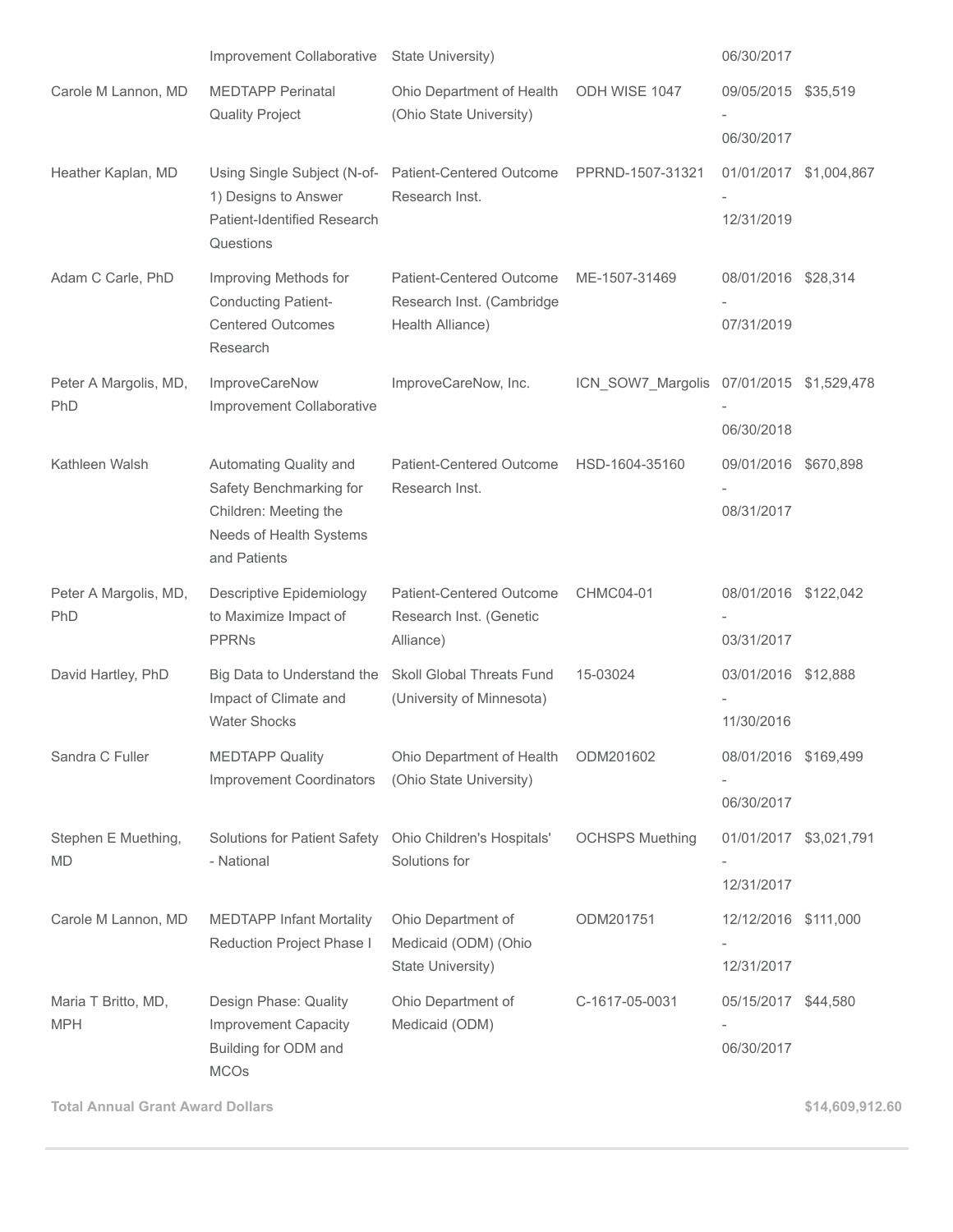| | | | | | |
|---|---|---|---|---|---|
| | Improvement Collaborative | State University) | | 06/30/2017 | |
| Carole M Lannon, MD | MEDTAPP Perinatal Quality Project | Ohio Department of Health (Ohio State University) | ODH WISE 1047 | 09/05/2015 - 06/30/2017 | $35,519 |
| Heather Kaplan, MD | Using Single Subject (N-of-1) Designs to Answer Patient-Identified Research Questions | Patient-Centered Outcome Research Inst. | PPRND-1507-31321 | 01/01/2017 - 12/31/2019 | $1,004,867 |
| Adam C Carle, PhD | Improving Methods for Conducting Patient-Centered Outcomes Research | Patient-Centered Outcome Research Inst. (Cambridge Health Alliance) | ME-1507-31469 | 08/01/2016 - 07/31/2019 | $28,314 |
| Peter A Margolis, MD, PhD | ImproveCareNow Improvement Collaborative | ImproveCareNow, Inc. | ICN_SOW7_Margolis | 07/01/2015 - 06/30/2018 | $1,529,478 |
| Kathleen Walsh | Automating Quality and Safety Benchmarking for Children: Meeting the Needs of Health Systems and Patients | Patient-Centered Outcome Research Inst. | HSD-1604-35160 | 09/01/2016 - 08/31/2017 | $670,898 |
| Peter A Margolis, MD, PhD | Descriptive Epidemiology to Maximize Impact of PPRNs | Patient-Centered Outcome Research Inst. (Genetic Alliance) | CHMC04-01 | 08/01/2016 - 03/31/2017 | $122,042 |
| David Hartley, PhD | Big Data to Understand the Impact of Climate and Water Shocks | Skoll Global Threats Fund (University of Minnesota) | 15-03024 | 03/01/2016 - 11/30/2016 | $12,888 |
| Sandra C Fuller | MEDTAPP Quality Improvement Coordinators | Ohio Department of Health (Ohio State University) | ODM201602 | 08/01/2016 - 06/30/2017 | $169,499 |
| Stephen E Muething, MD | Solutions for Patient Safety - National | Ohio Children's Hospitals' Solutions for | OCHSPS Muething | 01/01/2017 - 12/31/2017 | $3,021,791 |
| Carole M Lannon, MD | MEDTAPP Infant Mortality Reduction Project Phase I | Ohio Department of Medicaid (ODM) (Ohio State University) | ODM201751 | 12/12/2016 - 12/31/2017 | $111,000 |
| Maria T Britto, MD, MPH | Design Phase: Quality Improvement Capacity Building for ODM and MCOs | Ohio Department of Medicaid (ODM) | C-1617-05-0031 | 05/15/2017 - 06/30/2017 | $44,580 |
| **Total Annual Grant Award Dollars** | | | | | **$14,609,912.60** |